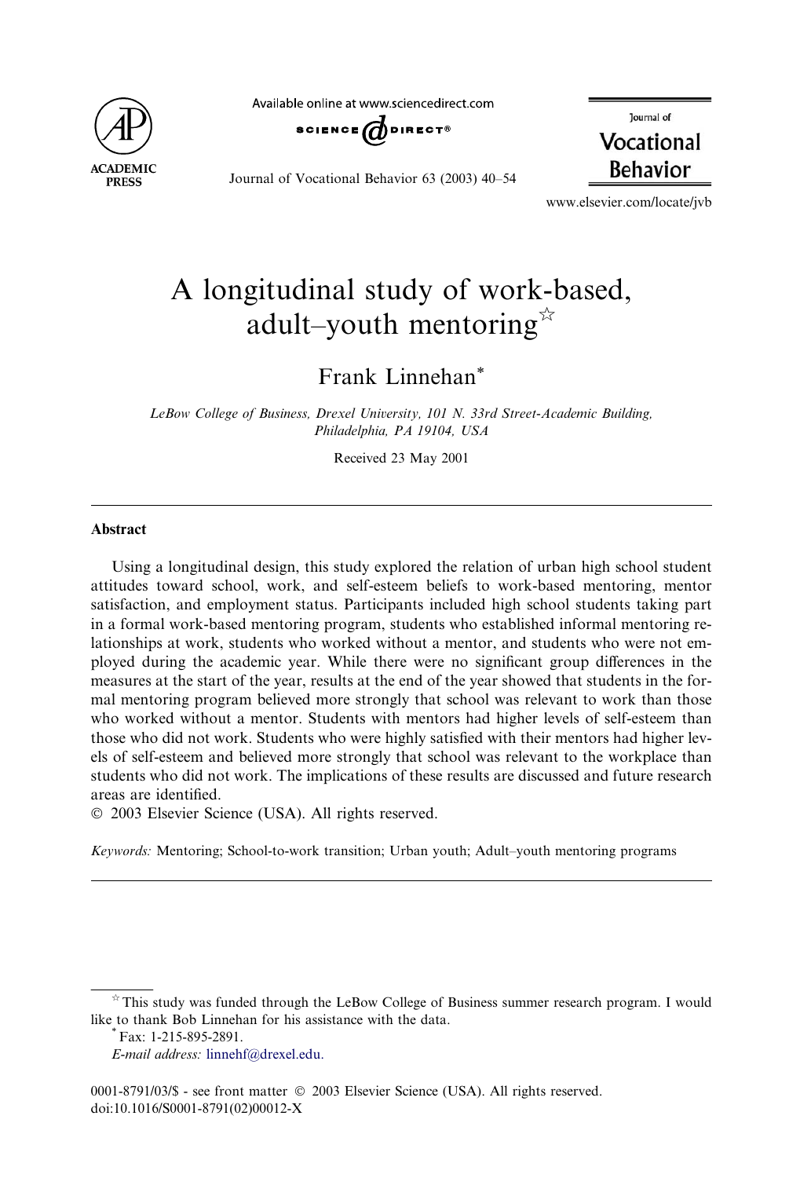# A longitudinal study of work-based, adult–youth mentoring ☆

Frank Linnehan *

*LeBow College of Business, Drexel University, 101 N. 33rd Street-Academic Building, Philadelphia, PA 19104, USA*

Received 23 May 2001

## Abstract

Using a longitudinal design, this study explored the relation of urban high school student attitudes toward school, work, and self-esteem beliefs to work-based mentoring, mentor satisfaction, and employment status. Participants included high school students taking part in a formal work-based mentoring program, students who established informal mentoring relationships at work, students who worked without a mentor, and students who were not employed during the academic year. While there were no significant group differences in the measures at the start of the year, results at the end of the year showed that students in the formal mentoring program believed more strongly that school was relevant to work than those who worked without a mentor. Students with mentors had higher levels of self-esteem than those who did not work. Students who were highly satisfied with their mentors had higher levels of self-esteem and believed more strongly that school was relevant to the workplace than students who did not work. The implications of these results are discussed and future research areas are identified.

© 2003 Elsevier Science (USA). All rights reserved.

*Keywords:* Mentoring; School-to-work transition; Urban youth; Adult–youth mentoring programs

---

☆ This study was funded through the LeBow College of Business summer research program. I would like to thank Bob Linnehan for his assistance with the data.

\* Fax: 1-215-895-2891.

*E-mail address:* linnehf@drexel.edu.

0001-8791/03/$ - see front matter © 2003 Elsevier Science (USA). All rights reserved.
doi:10.1016/S0001-8791(02)00012-X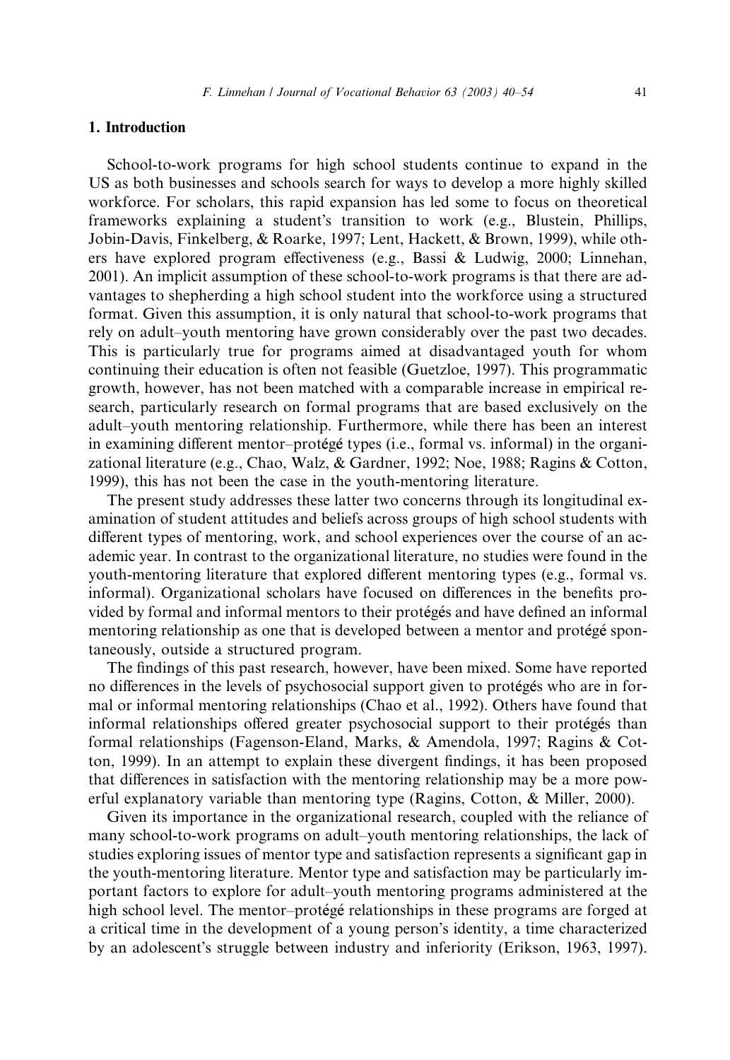## 1. Introduction

School-to-work programs for high school students continue to expand in the US as both businesses and schools search for ways to develop a more highly skilled workforce. For scholars, this rapid expansion has led some to focus on theoretical frameworks explaining a student's transition to work (e.g., Blustein, Phillips, Jobin-Davis, Finkelberg, & Roarke, 1997; Lent, Hackett, & Brown, 1999), while others have explored program effectiveness (e.g., Bassi & Ludwig, 2000; Linnehan, 2001). An implicit assumption of these school-to-work programs is that there are advantages to shepherding a high school student into the workforce using a structured format. Given this assumption, it is only natural that school-to-work programs that rely on adult–youth mentoring have grown considerably over the past two decades. This is particularly true for programs aimed at disadvantaged youth for whom continuing their education is often not feasible (Guetzloe, 1997). This programmatic growth, however, has not been matched with a comparable increase in empirical research, particularly research on formal programs that are based exclusively on the adult–youth mentoring relationship. Furthermore, while there has been an interest in examining different mentor–protégé types (i.e., formal vs. informal) in the organizational literature (e.g., Chao, Walz, & Gardner, 1992; Noe, 1988; Ragins & Cotton, 1999), this has not been the case in the youth-mentoring literature.

The present study addresses these latter two concerns through its longitudinal examination of student attitudes and beliefs across groups of high school students with different types of mentoring, work, and school experiences over the course of an academic year. In contrast to the organizational literature, no studies were found in the youth-mentoring literature that explored different mentoring types (e.g., formal vs. informal). Organizational scholars have focused on differences in the benefits provided by formal and informal mentors to their protégés and have defined an informal mentoring relationship as one that is developed between a mentor and protégé spontaneously, outside a structured program.

The findings of this past research, however, have been mixed. Some have reported no differences in the levels of psychosocial support given to protégés who are in formal or informal mentoring relationships (Chao et al., 1992). Others have found that informal relationships offered greater psychosocial support to their protégés than formal relationships (Fagenson-Eland, Marks, & Amendola, 1997; Ragins & Cotton, 1999). In an attempt to explain these divergent findings, it has been proposed that differences in satisfaction with the mentoring relationship may be a more powerful explanatory variable than mentoring type (Ragins, Cotton, & Miller, 2000).

Given its importance in the organizational research, coupled with the reliance of many school-to-work programs on adult–youth mentoring relationships, the lack of studies exploring issues of mentor type and satisfaction represents a significant gap in the youth-mentoring literature. Mentor type and satisfaction may be particularly important factors to explore for adult–youth mentoring programs administered at the high school level. The mentor–protégé relationships in these programs are forged at a critical time in the development of a young person's identity, a time characterized by an adolescent's struggle between industry and inferiority (Erikson, 1963, 1997).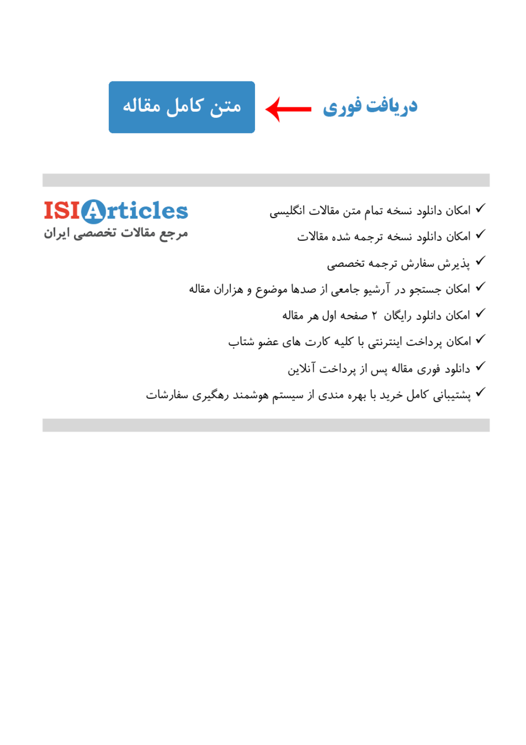دریافت فوری ← متن کامل مقاله

**ISIArticles**
مرجع مقالات تخصصی ایران

- ✓ امکان دانلود نسخه تمام متن مقالات انگلیسی
- ✓ امکان دانلود نسخه ترجمه شده مقالات
- ✓ پذیرش سفارش ترجمه تخصصی
- ✓ امکان جستجو در آرشیو جامعی از صدها موضوع و هزاران مقاله
- ✓ امکان دانلود رایگان ۲ صفحه اول هر مقاله
- ✓ امکان پرداخت اینترنتی با کلیه کارت های عضو شتاب
- ✓ دانلود فوری مقاله پس از پرداخت آنلاین
- ✓ پشتیبانی کامل خرید با بهره مندی از سیستم هوشمند رهگیری سفارشات